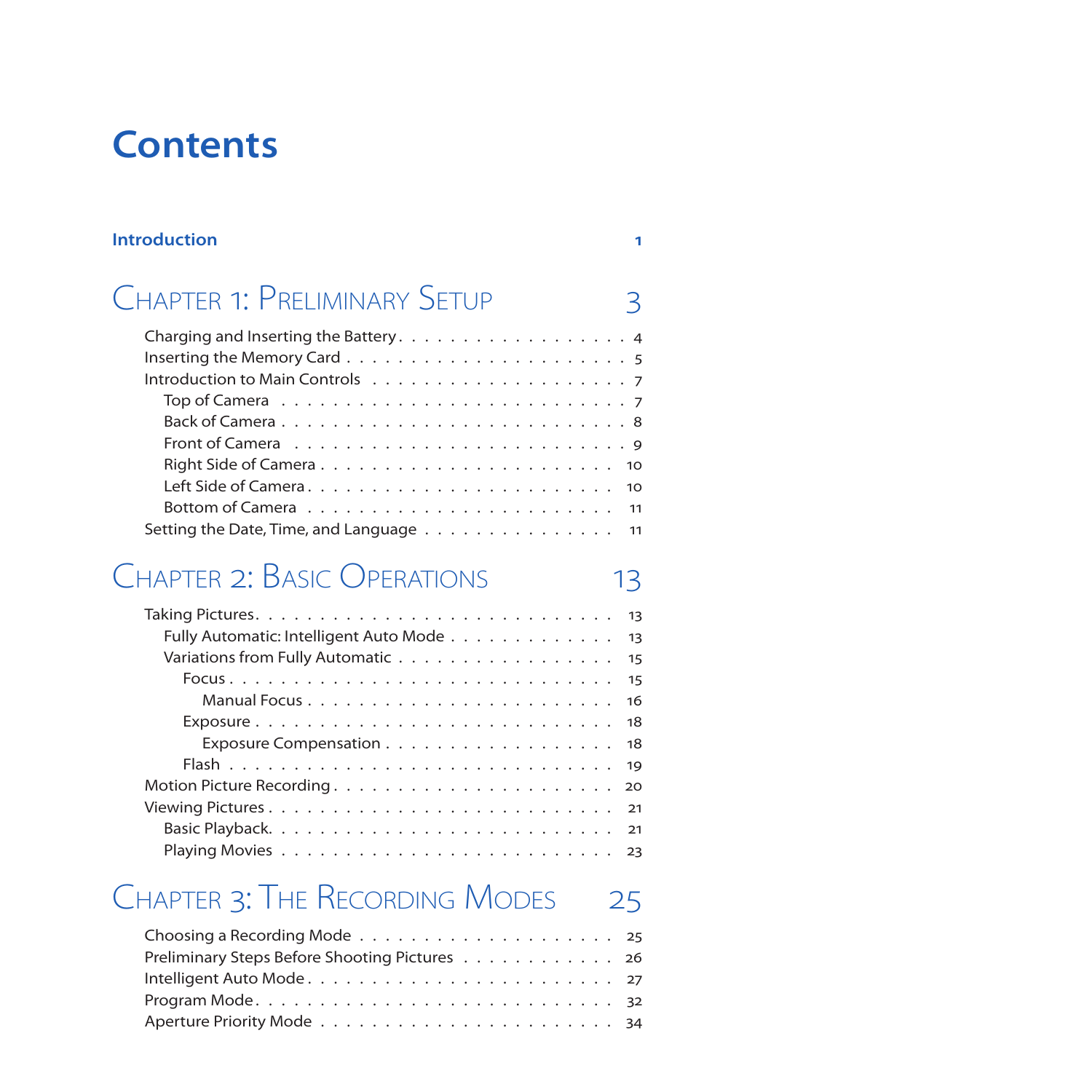# Contents

**Introduction** 1

## Chapter 1: Preliminary Setup 3

- Charging and Inserting the Battery . . . . . 4
- Inserting the Memory Card . . . . . 5
- Introduction to Main Controls . . . . . 7
  - Top of Camera . . . . . 7
  - Back of Camera . . . . . 8
  - Front of Camera . . . . . 9
  - Right Side of Camera . . . . . 10
  - Left Side of Camera . . . . . 10
  - Bottom of Camera . . . . . 11
- Setting the Date, Time, and Language . . . . . 11

## Chapter 2: Basic Operations 13

- Taking Pictures . . . . . 13
  - Fully Automatic: Intelligent Auto Mode . . . . . 13
  - Variations from Fully Automatic . . . . . 15
    - Focus . . . . . 15
      - Manual Focus . . . . . 16
    - Exposure . . . . . 18
      - Exposure Compensation . . . . . 18
    - Flash . . . . . 19
- Motion Picture Recording . . . . . 20
- Viewing Pictures . . . . . 21
  - Basic Playback . . . . . 21
  - Playing Movies . . . . . 23

## Chapter 3: The Recording Modes 25

- Choosing a Recording Mode . . . . . 25
- Preliminary Steps Before Shooting Pictures . . . . . 26
- Intelligent Auto Mode . . . . . 27
- Program Mode . . . . . 32
- Aperture Priority Mode . . . . . 34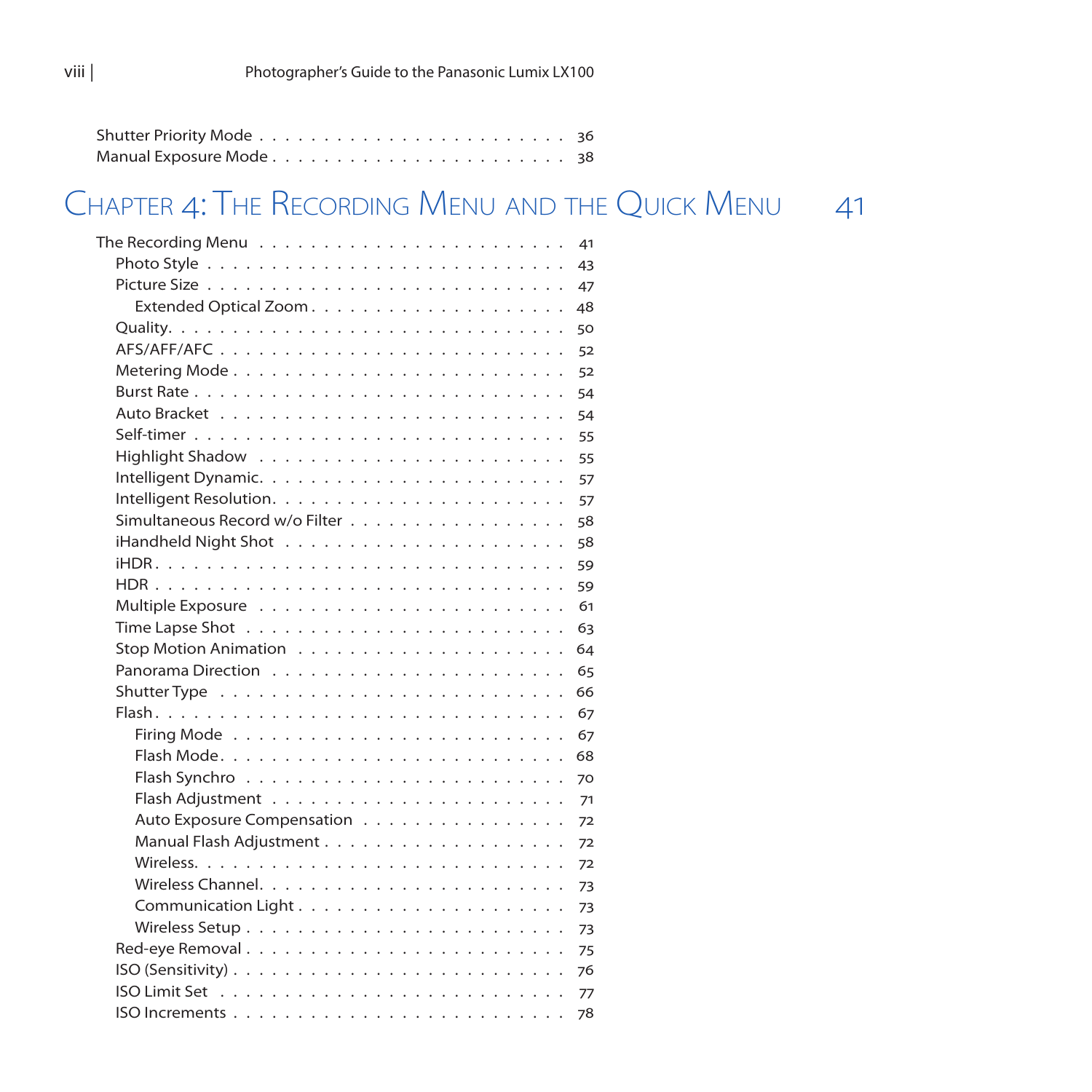Shutter Priority Mode . . . . . . . . . . . . . . . . . . . . . . . 36
Manual Exposure Mode . . . . . . . . . . . . . . . . . . . . . . . 38

## Chapter 4: The Recording Menu and the Quick Menu 41

The Recording Menu . . . . . . . . . . . . . . . . . . . . . . . 41
- Photo Style . . . . . . . . . . . . . . . . . . . . . . . 43
- Picture Size . . . . . . . . . . . . . . . . . . . . . . . 47
  - Extended Optical Zoom . . . . . . . . . . . . . . . . . . 48
- Quality . . . . . . . . . . . . . . . . . . . . . . . 50
- AFS/AFF/AFC . . . . . . . . . . . . . . . . . . . . . . . 52
- Metering Mode . . . . . . . . . . . . . . . . . . . . . . . 52
- Burst Rate . . . . . . . . . . . . . . . . . . . . . . . 54
- Auto Bracket . . . . . . . . . . . . . . . . . . . . . . . 54
- Self-timer . . . . . . . . . . . . . . . . . . . . . . . 55
- Highlight Shadow . . . . . . . . . . . . . . . . . . . . . . . 55
- Intelligent Dynamic . . . . . . . . . . . . . . . . . . . . . . . 57
- Intelligent Resolution . . . . . . . . . . . . . . . . . . . . . . . 57
- Simultaneous Record w/o Filter . . . . . . . . . . . . . . . . . 58
- iHandheld Night Shot . . . . . . . . . . . . . . . . . . . . . . . 58
- iHDR . . . . . . . . . . . . . . . . . . . . . . . 59
- HDR . . . . . . . . . . . . . . . . . . . . . . . 59
- Multiple Exposure . . . . . . . . . . . . . . . . . . . . . . . 61
- Time Lapse Shot . . . . . . . . . . . . . . . . . . . . . . . 63
- Stop Motion Animation . . . . . . . . . . . . . . . . . . . . . . . 64
- Panorama Direction . . . . . . . . . . . . . . . . . . . . . . . 65
- Shutter Type . . . . . . . . . . . . . . . . . . . . . . . 66
- Flash . . . . . . . . . . . . . . . . . . . . . . . 67
  - Firing Mode . . . . . . . . . . . . . . . . . . . . . . . 67
  - Flash Mode . . . . . . . . . . . . . . . . . . . . . . . 68
  - Flash Synchro . . . . . . . . . . . . . . . . . . . . . . . 70
  - Flash Adjustment . . . . . . . . . . . . . . . . . . . . . . . 71
  - Auto Exposure Compensation . . . . . . . . . . . . . . . . . 72
  - Manual Flash Adjustment . . . . . . . . . . . . . . . . . . 72
  - Wireless . . . . . . . . . . . . . . . . . . . . . . . 72
  - Wireless Channel . . . . . . . . . . . . . . . . . . . . . . . 73
  - Communication Light . . . . . . . . . . . . . . . . . . . . . . . 73
  - Wireless Setup . . . . . . . . . . . . . . . . . . . . . . . 73
- Red-eye Removal . . . . . . . . . . . . . . . . . . . . . . . 75
- ISO (Sensitivity) . . . . . . . . . . . . . . . . . . . . . . . 76
- ISO Limit Set . . . . . . . . . . . . . . . . . . . . . . . 77
- ISO Increments . . . . . . . . . . . . . . . . . . . . . . . 78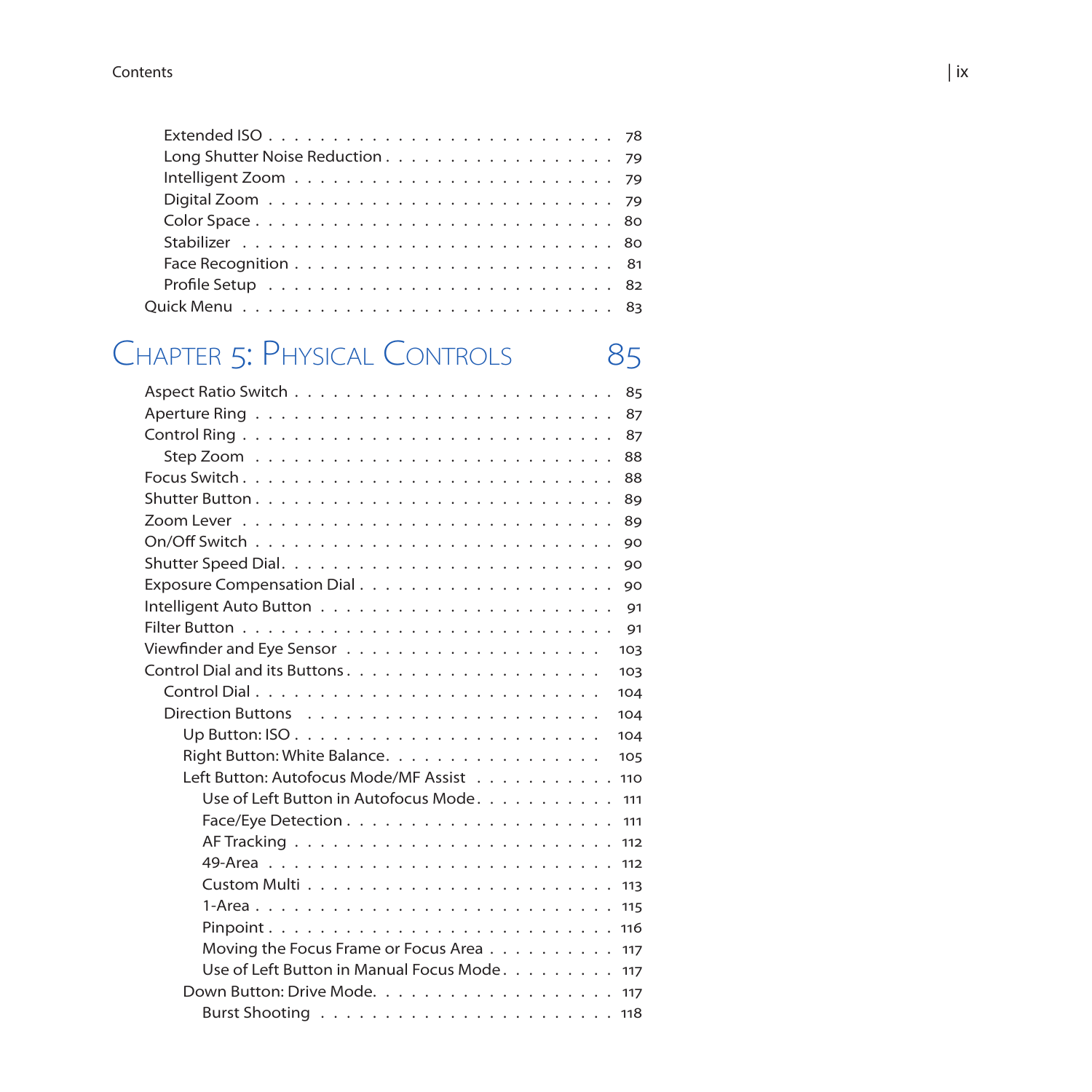- Extended ISO . . . 78
- Long Shutter Noise Reduction . . . 79
- Intelligent Zoom . . . 79
- Digital Zoom . . . 79
- Color Space . . . 80
- Stabilizer . . . 80
- Face Recognition . . . 81
- Profile Setup . . . 82

Quick Menu . . . 83

## Chapter 5: Physical Controls 85

Aspect Ratio Switch . . . 85
Aperture Ring . . . 87
Control Ring . . . 87
- Step Zoom . . . 88

Focus Switch . . . 88
Shutter Button . . . 89
Zoom Lever . . . 89
On/Off Switch . . . 90
Shutter Speed Dial . . . 90
Exposure Compensation Dial . . . 90
Intelligent Auto Button . . . 91
Filter Button . . . 91
Viewfinder and Eye Sensor . . . 103
Control Dial and its Buttons . . . 103
- Control Dial . . . 104
- Direction Buttons . . . 104
  - Up Button: ISO . . . 104
  - Right Button: White Balance . . . 105
  - Left Button: Autofocus Mode/MF Assist . . . 110
    - Use of Left Button in Autofocus Mode . . . 111
    - Face/Eye Detection . . . 111
    - AF Tracking . . . 112
    - 49-Area . . . 112
    - Custom Multi . . . 113
    - 1-Area . . . 115
    - Pinpoint . . . 116
    - Moving the Focus Frame or Focus Area . . . 117
    - Use of Left Button in Manual Focus Mode . . . 117
  - Down Button: Drive Mode . . . 117
    - Burst Shooting . . . 118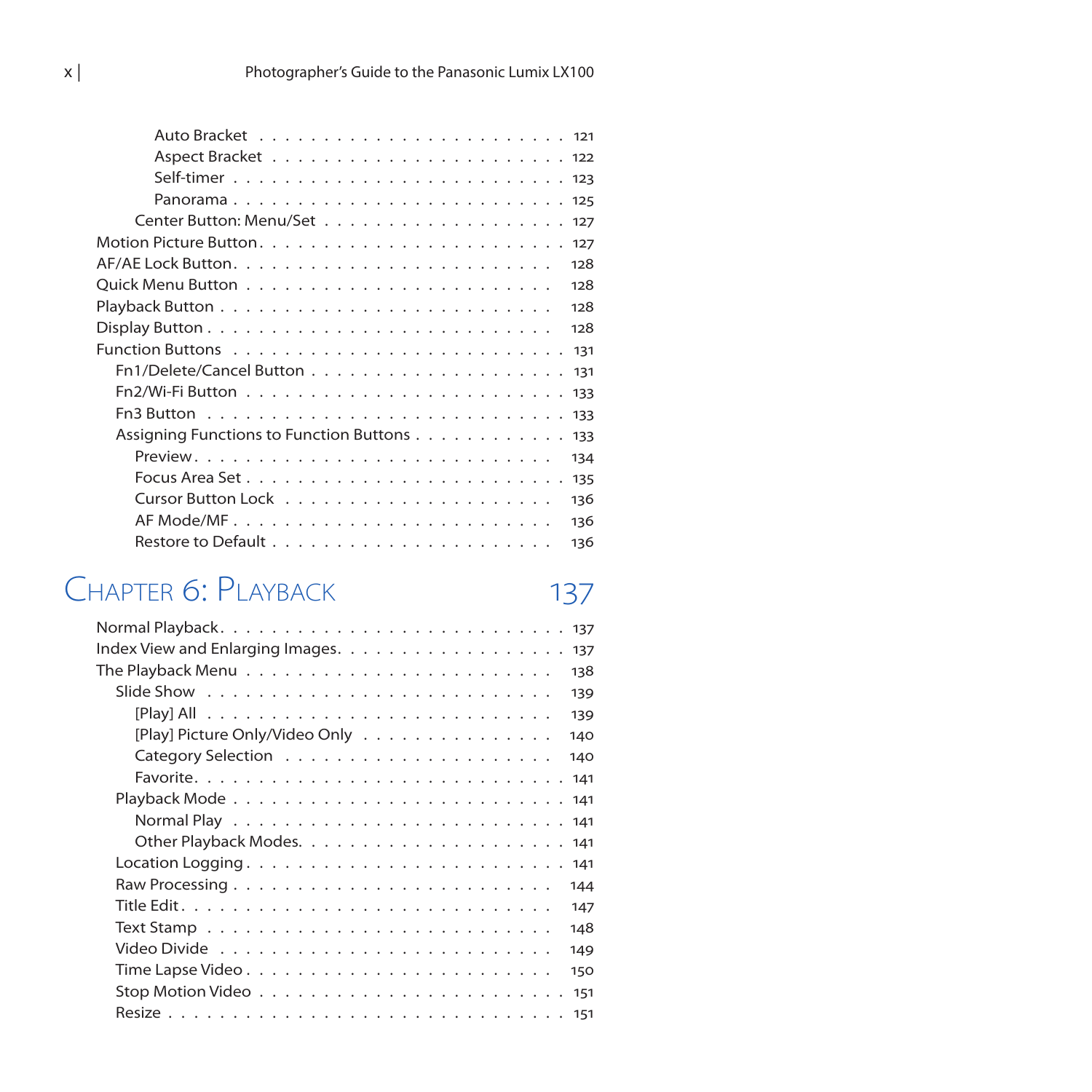Auto Bracket . . . . . . . . . . . . . . . . . . . . . . . 121
Aspect Bracket . . . . . . . . . . . . . . . . . . . . . . 122
Self-timer . . . . . . . . . . . . . . . . . . . . . . . . 123
Panorama . . . . . . . . . . . . . . . . . . . . . . . . 125
Center Button: Menu/Set . . . . . . . . . . . . . . . . . . 127
Motion Picture Button . . . . . . . . . . . . . . . . . . . . 127
AF/AE Lock Button . . . . . . . . . . . . . . . . . . . . . 128
Quick Menu Button . . . . . . . . . . . . . . . . . . . . . 128
Playback Button . . . . . . . . . . . . . . . . . . . . . . 128
Display Button . . . . . . . . . . . . . . . . . . . . . . 128
Function Buttons . . . . . . . . . . . . . . . . . . . . . . 131
Fn1/Delete/Cancel Button . . . . . . . . . . . . . . . . . . 131
Fn2/Wi-Fi Button . . . . . . . . . . . . . . . . . . . . . 133
Fn3 Button . . . . . . . . . . . . . . . . . . . . . . . . 133
Assigning Functions to Function Buttons . . . . . . . . . . . 133
Preview . . . . . . . . . . . . . . . . . . . . . . . . . 134
Focus Area Set . . . . . . . . . . . . . . . . . . . . . . 135
Cursor Button Lock . . . . . . . . . . . . . . . . . . . . 136
AF Mode/MF . . . . . . . . . . . . . . . . . . . . . . . 136
Restore to Default . . . . . . . . . . . . . . . . . . . . . 136

# Chapter 6: Playback 137

Normal Playback . . . . . . . . . . . . . . . . . . . . . . 137
Index View and Enlarging Images . . . . . . . . . . . . . . . 137
The Playback Menu . . . . . . . . . . . . . . . . . . . . . 138
Slide Show . . . . . . . . . . . . . . . . . . . . . . . . 139
[Play] All . . . . . . . . . . . . . . . . . . . . . . . . 139
[Play] Picture Only/Video Only . . . . . . . . . . . . . . . 140
Category Selection . . . . . . . . . . . . . . . . . . . . 140
Favorite . . . . . . . . . . . . . . . . . . . . . . . . . 141
Playback Mode . . . . . . . . . . . . . . . . . . . . . . . 141
Normal Play . . . . . . . . . . . . . . . . . . . . . . . . 141
Other Playback Modes . . . . . . . . . . . . . . . . . . . 141
Location Logging . . . . . . . . . . . . . . . . . . . . . 141
Raw Processing . . . . . . . . . . . . . . . . . . . . . . 144
Title Edit . . . . . . . . . . . . . . . . . . . . . . . . . 147
Text Stamp . . . . . . . . . . . . . . . . . . . . . . . . 148
Video Divide . . . . . . . . . . . . . . . . . . . . . . . 149
Time Lapse Video . . . . . . . . . . . . . . . . . . . . . 150
Stop Motion Video . . . . . . . . . . . . . . . . . . . . . 151
Resize . . . . . . . . . . . . . . . . . . . . . . . . . . 151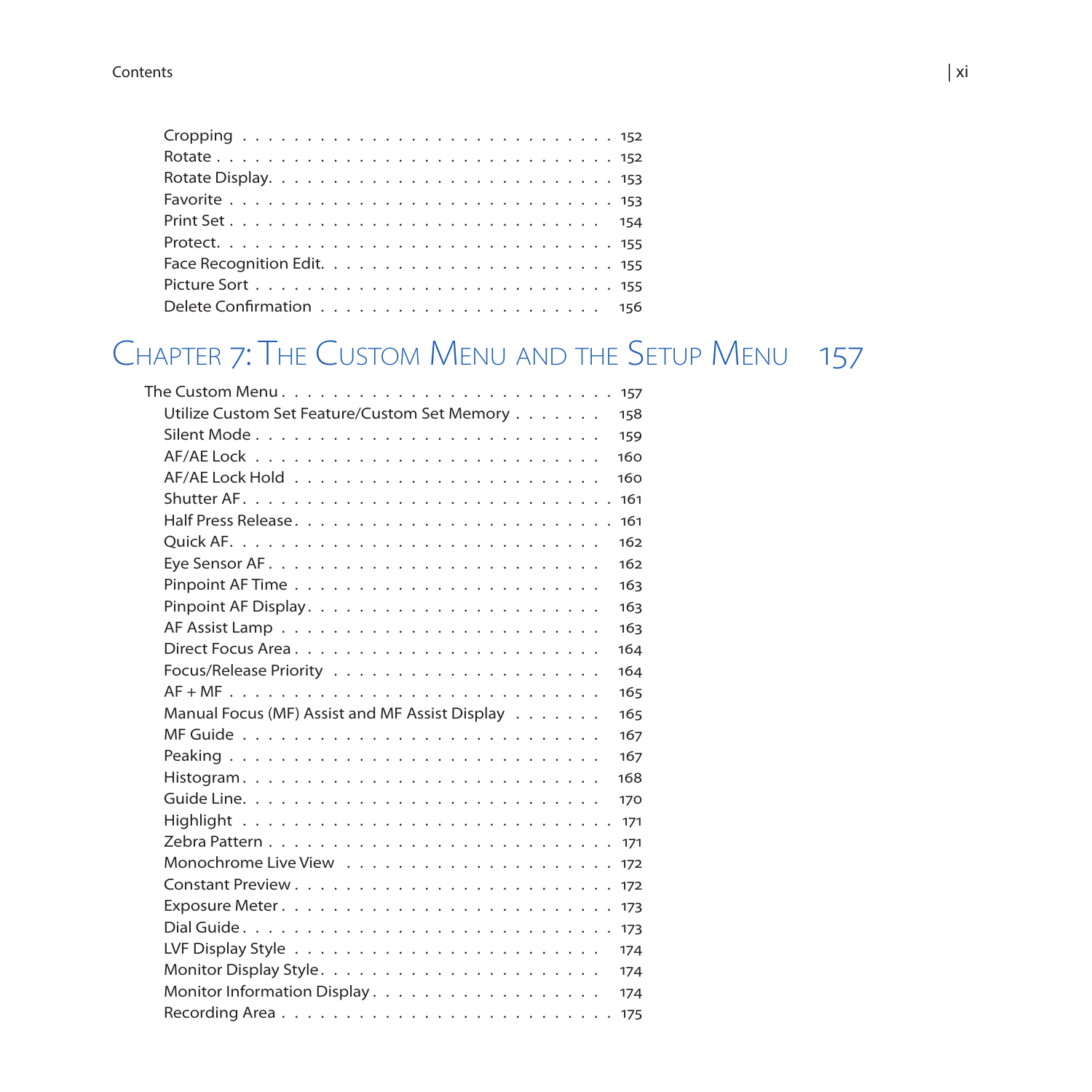- Cropping . . . . . . . . . . . . . . . . . . . . . . . . . . 152
- Rotate . . . . . . . . . . . . . . . . . . . . . . . . . . . 152
- Rotate Display. . . . . . . . . . . . . . . . . . . . . . . . 153
- Favorite . . . . . . . . . . . . . . . . . . . . . . . . . . 153
- Print Set . . . . . . . . . . . . . . . . . . . . . . . . . . 154
- Protect. . . . . . . . . . . . . . . . . . . . . . . . . . . 155
- Face Recognition Edit. . . . . . . . . . . . . . . . . . . . . 155
- Picture Sort . . . . . . . . . . . . . . . . . . . . . . . . . 155
- Delete Confirmation . . . . . . . . . . . . . . . . . . . . . 156

## Chapter 7: The Custom Menu and the Setup Menu 157

The Custom Menu . . . . . . . . . . . . . . . . . . . . . . . . 157

- Utilize Custom Set Feature/Custom Set Memory . . . . . . . 158
- Silent Mode . . . . . . . . . . . . . . . . . . . . . . . . . 159
- AF/AE Lock . . . . . . . . . . . . . . . . . . . . . . . . . 160
- AF/AE Lock Hold . . . . . . . . . . . . . . . . . . . . . . 160
- Shutter AF. . . . . . . . . . . . . . . . . . . . . . . . . . 161
- Half Press Release. . . . . . . . . . . . . . . . . . . . . . 161
- Quick AF. . . . . . . . . . . . . . . . . . . . . . . . . . . 162
- Eye Sensor AF . . . . . . . . . . . . . . . . . . . . . . . . 162
- Pinpoint AF Time . . . . . . . . . . . . . . . . . . . . . . 163
- Pinpoint AF Display. . . . . . . . . . . . . . . . . . . . . . 163
- AF Assist Lamp . . . . . . . . . . . . . . . . . . . . . . . 163
- Direct Focus Area . . . . . . . . . . . . . . . . . . . . . . 164
- Focus/Release Priority . . . . . . . . . . . . . . . . . . . . 164
- AF + MF . . . . . . . . . . . . . . . . . . . . . . . . . . . 165
- Manual Focus (MF) Assist and MF Assist Display . . . . . . . 165
- MF Guide . . . . . . . . . . . . . . . . . . . . . . . . . . 167
- Peaking . . . . . . . . . . . . . . . . . . . . . . . . . . . 167
- Histogram. . . . . . . . . . . . . . . . . . . . . . . . . . . 168
- Guide Line. . . . . . . . . . . . . . . . . . . . . . . . . . 170
- Highlight . . . . . . . . . . . . . . . . . . . . . . . . . . 171
- Zebra Pattern . . . . . . . . . . . . . . . . . . . . . . . . 171
- Monochrome Live View . . . . . . . . . . . . . . . . . . . . 172
- Constant Preview . . . . . . . . . . . . . . . . . . . . . . 172
- Exposure Meter . . . . . . . . . . . . . . . . . . . . . . . 173
- Dial Guide . . . . . . . . . . . . . . . . . . . . . . . . . . 173
- LVF Display Style . . . . . . . . . . . . . . . . . . . . . . 174
- Monitor Display Style. . . . . . . . . . . . . . . . . . . . . 174
- Monitor Information Display . . . . . . . . . . . . . . . . . 174
- Recording Area . . . . . . . . . . . . . . . . . . . . . . . . 175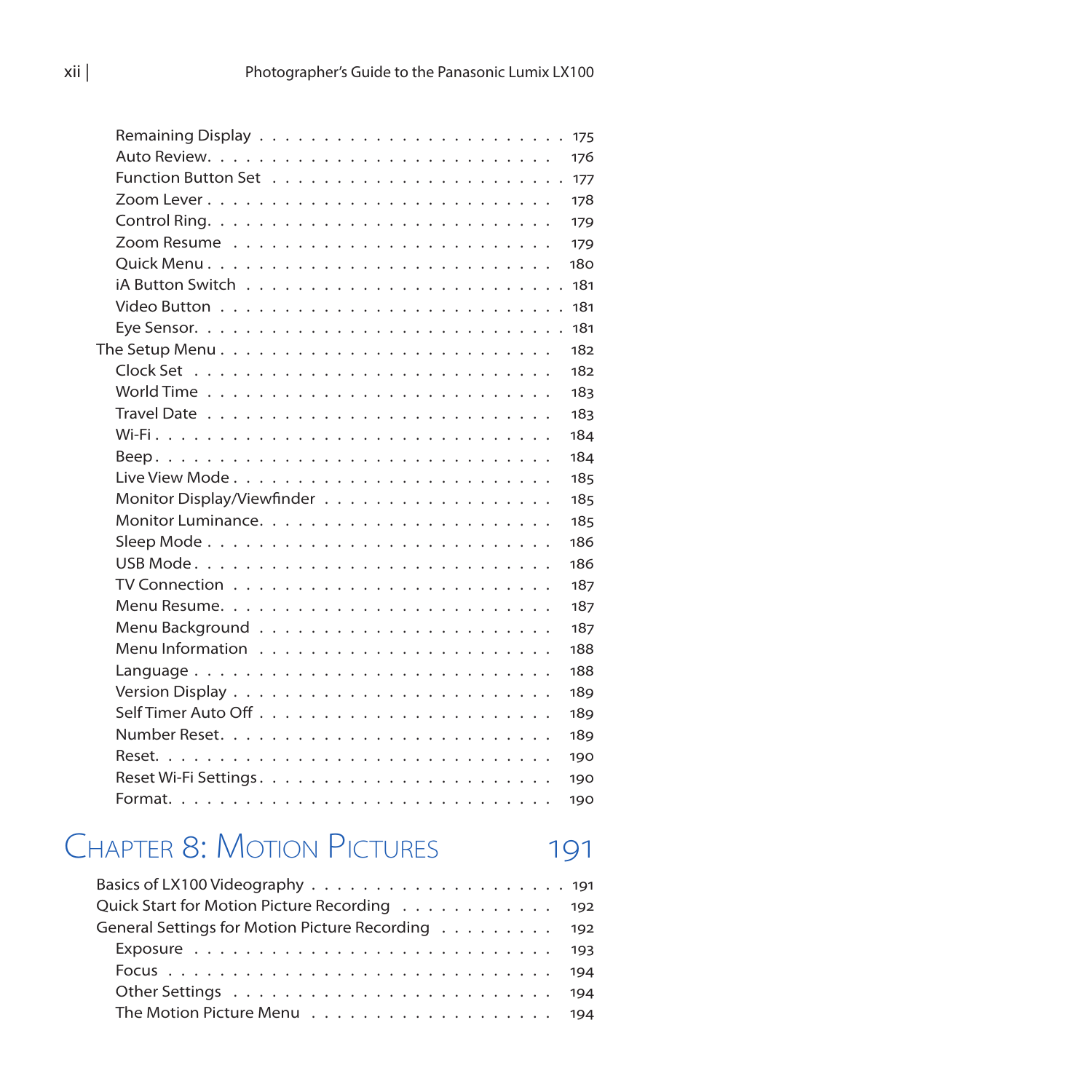- Remaining Display . . . . . . . . . . . . . . . . . . . . . . . . 175
- Auto Review. . . . . . . . . . . . . . . . . . . . . . . . . . 176
- Function Button Set . . . . . . . . . . . . . . . . . . . . . 177
- Zoom Lever . . . . . . . . . . . . . . . . . . . . . . . . . 178
- Control Ring. . . . . . . . . . . . . . . . . . . . . . . . . 179
- Zoom Resume . . . . . . . . . . . . . . . . . . . . . . . . 179
- Quick Menu . . . . . . . . . . . . . . . . . . . . . . . . . 180
- iA Button Switch . . . . . . . . . . . . . . . . . . . . . . 181
- Video Button . . . . . . . . . . . . . . . . . . . . . . . . 181
- Eye Sensor. . . . . . . . . . . . . . . . . . . . . . . . . . 181

The Setup Menu . . . . . . . . . . . . . . . . . . . . . . . . . 182

- Clock Set . . . . . . . . . . . . . . . . . . . . . . . . . . 182
- World Time . . . . . . . . . . . . . . . . . . . . . . . . . 183
- Travel Date . . . . . . . . . . . . . . . . . . . . . . . . . 183
- Wi-Fi . . . . . . . . . . . . . . . . . . . . . . . . . . . . 184
- Beep . . . . . . . . . . . . . . . . . . . . . . . . . . . . 184
- Live View Mode . . . . . . . . . . . . . . . . . . . . . . . 185
- Monitor Display/Viewfinder . . . . . . . . . . . . . . . . . 185
- Monitor Luminance. . . . . . . . . . . . . . . . . . . . . . 185
- Sleep Mode . . . . . . . . . . . . . . . . . . . . . . . . . 186
- USB Mode . . . . . . . . . . . . . . . . . . . . . . . . . . 186
- TV Connection . . . . . . . . . . . . . . . . . . . . . . . 187
- Menu Resume. . . . . . . . . . . . . . . . . . . . . . . . . 187
- Menu Background . . . . . . . . . . . . . . . . . . . . . . 187
- Menu Information . . . . . . . . . . . . . . . . . . . . . . 188
- Language . . . . . . . . . . . . . . . . . . . . . . . . . . 188
- Version Display . . . . . . . . . . . . . . . . . . . . . . . 189
- Self Timer Auto Off . . . . . . . . . . . . . . . . . . . . . 189
- Number Reset. . . . . . . . . . . . . . . . . . . . . . . . . 189
- Reset. . . . . . . . . . . . . . . . . . . . . . . . . . . . . 190
- Reset Wi-Fi Settings . . . . . . . . . . . . . . . . . . . . . 190
- Format. . . . . . . . . . . . . . . . . . . . . . . . . . . . 190

## Chapter 8: Motion Pictures 191

Basics of LX100 Videography . . . . . . . . . . . . . . . . . . . 191

Quick Start for Motion Picture Recording . . . . . . . . . . . . 192

General Settings for Motion Picture Recording . . . . . . . . . 192

- Exposure . . . . . . . . . . . . . . . . . . . . . . . . . . 193
- Focus . . . . . . . . . . . . . . . . . . . . . . . . . . . . 194
- Other Settings . . . . . . . . . . . . . . . . . . . . . . . . 194
- The Motion Picture Menu . . . . . . . . . . . . . . . . . . 194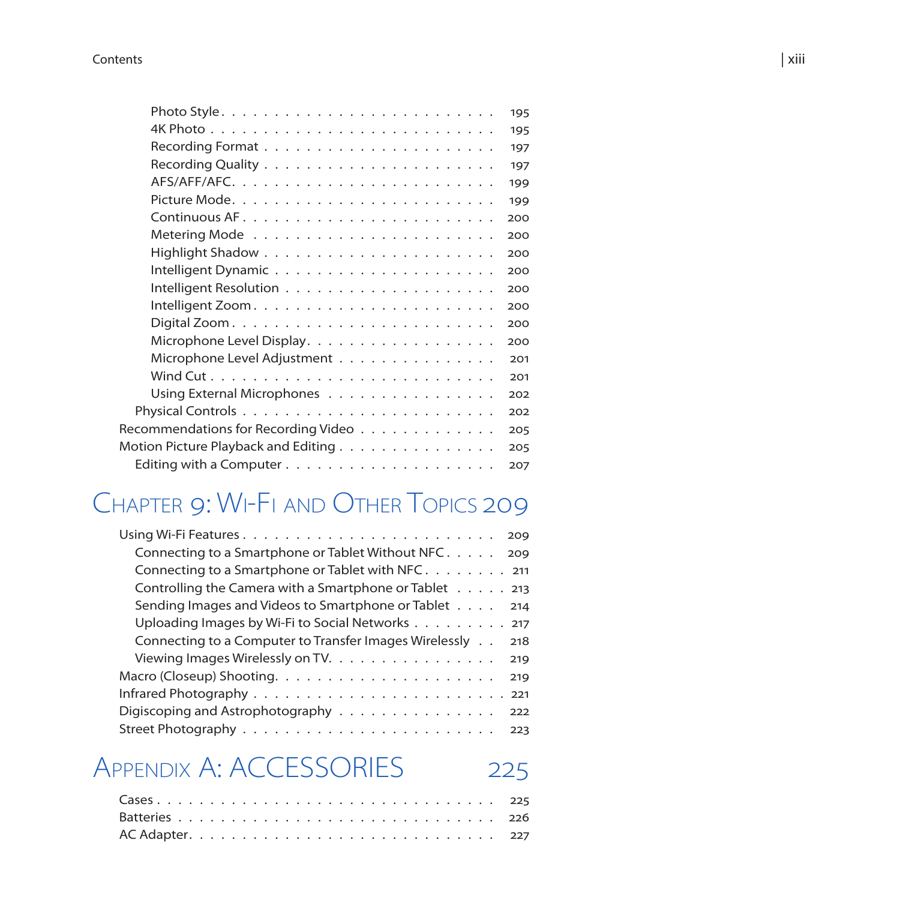Photo Style . . . . . . . . . . . . . . . . . . . . . . . . . 195
4K Photo . . . . . . . . . . . . . . . . . . . . . . . . . . 195
Recording Format . . . . . . . . . . . . . . . . . . . . . . 197
Recording Quality . . . . . . . . . . . . . . . . . . . . . . 197
AFS/AFF/AFC . . . . . . . . . . . . . . . . . . . . . . . . 199
Picture Mode . . . . . . . . . . . . . . . . . . . . . . . . 199
Continuous AF . . . . . . . . . . . . . . . . . . . . . . . 200
Metering Mode . . . . . . . . . . . . . . . . . . . . . . . 200
Highlight Shadow . . . . . . . . . . . . . . . . . . . . . . 200
Intelligent Dynamic . . . . . . . . . . . . . . . . . . . . . 200
Intelligent Resolution . . . . . . . . . . . . . . . . . . . . 200
Intelligent Zoom . . . . . . . . . . . . . . . . . . . . . . 200
Digital Zoom . . . . . . . . . . . . . . . . . . . . . . . . 200
Microphone Level Display . . . . . . . . . . . . . . . . . . 200
Microphone Level Adjustment . . . . . . . . . . . . . . . . 201
Wind Cut . . . . . . . . . . . . . . . . . . . . . . . . . . 201
Using External Microphones . . . . . . . . . . . . . . . . . 202
Physical Controls . . . . . . . . . . . . . . . . . . . . . . . 202
Recommendations for Recording Video . . . . . . . . . . . . . 205
Motion Picture Playback and Editing . . . . . . . . . . . . . . 205
Editing with a Computer . . . . . . . . . . . . . . . . . . . 207

# Chapter 9: Wi-Fi and Other Topics 209

Using Wi-Fi Features . . . . . . . . . . . . . . . . . . . . . . 209
Connecting to a Smartphone or Tablet Without NFC . . . . . 209
Connecting to a Smartphone or Tablet with NFC . . . . . . . . 211
Controlling the Camera with a Smartphone or Tablet . . . . . 213
Sending Images and Videos to Smartphone or Tablet . . . . 214
Uploading Images by Wi-Fi to Social Networks . . . . . . . . . 217
Connecting to a Computer to Transfer Images Wirelessly . . 218
Viewing Images Wirelessly on TV . . . . . . . . . . . . . . . 219
Macro (Closeup) Shooting . . . . . . . . . . . . . . . . . . . 219
Infrared Photography . . . . . . . . . . . . . . . . . . . . . . 221
Digiscoping and Astrophotography . . . . . . . . . . . . . . . 222
Street Photography . . . . . . . . . . . . . . . . . . . . . . 223

# Appendix A: ACCESSORIES 225

Cases . . . . . . . . . . . . . . . . . . . . . . . . . . . . . 225
Batteries . . . . . . . . . . . . . . . . . . . . . . . . . . . 226
AC Adapter . . . . . . . . . . . . . . . . . . . . . . . . . . 227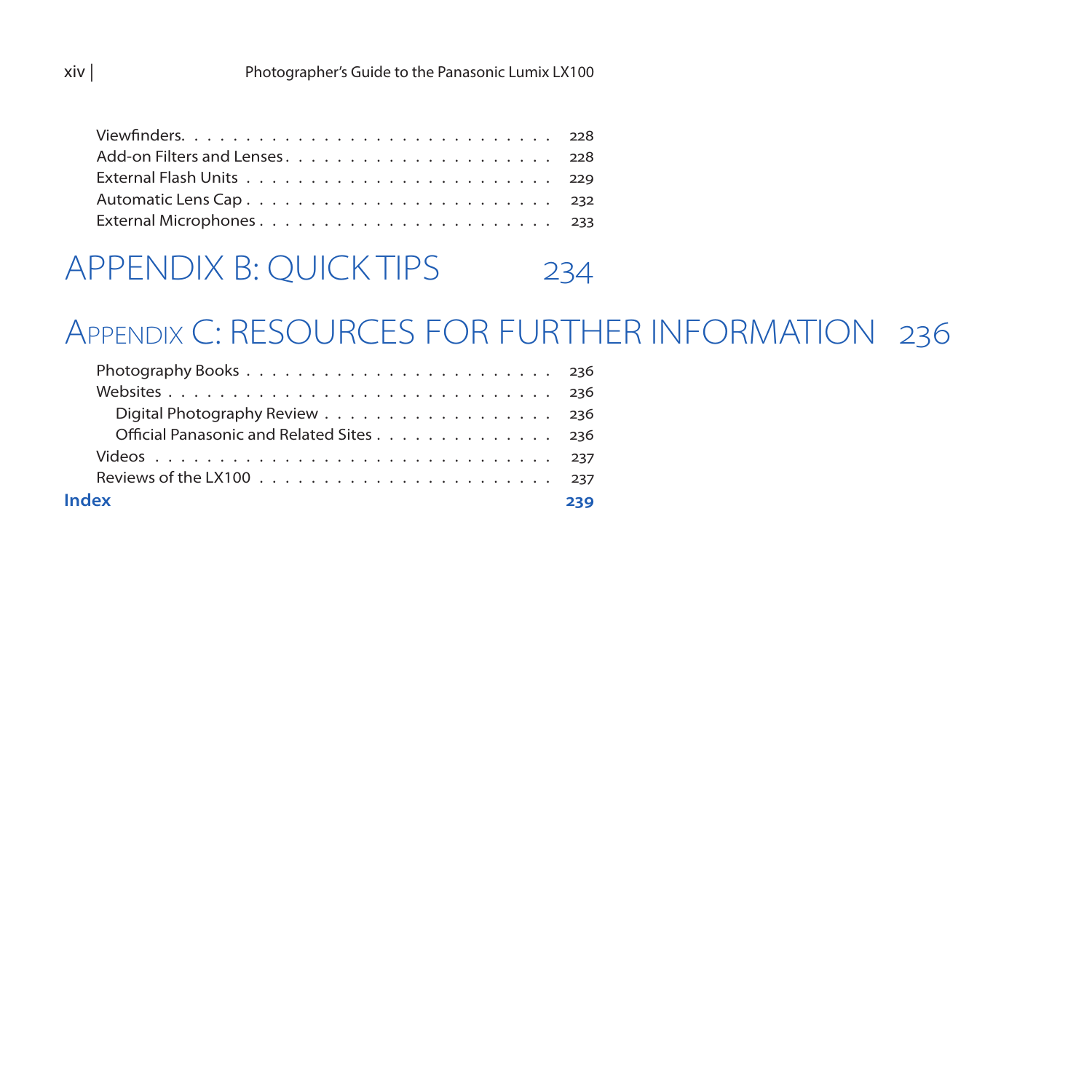Viewfinders. . . . . . . . . . . . . . . . . . . . . . . . . . . . 228
Add-on Filters and Lenses . . . . . . . . . . . . . . . . . . . . . 228
External Flash Units . . . . . . . . . . . . . . . . . . . . . . . . 229
Automatic Lens Cap . . . . . . . . . . . . . . . . . . . . . . . . 232
External Microphones . . . . . . . . . . . . . . . . . . . . . . . 233

# APPENDIX B: QUICK TIPS 234

# APPENDIX C: RESOURCES FOR FURTHER INFORMATION 236

Photography Books . . . . . . . . . . . . . . . . . . . . . . . . 236
Websites . . . . . . . . . . . . . . . . . . . . . . . . . . . . . 236
  Digital Photography Review . . . . . . . . . . . . . . . . . . 236
  Official Panasonic and Related Sites . . . . . . . . . . . . . . 236
Videos . . . . . . . . . . . . . . . . . . . . . . . . . . . . . . 237
Reviews of the LX100 . . . . . . . . . . . . . . . . . . . . . . . 237

**Index 239**